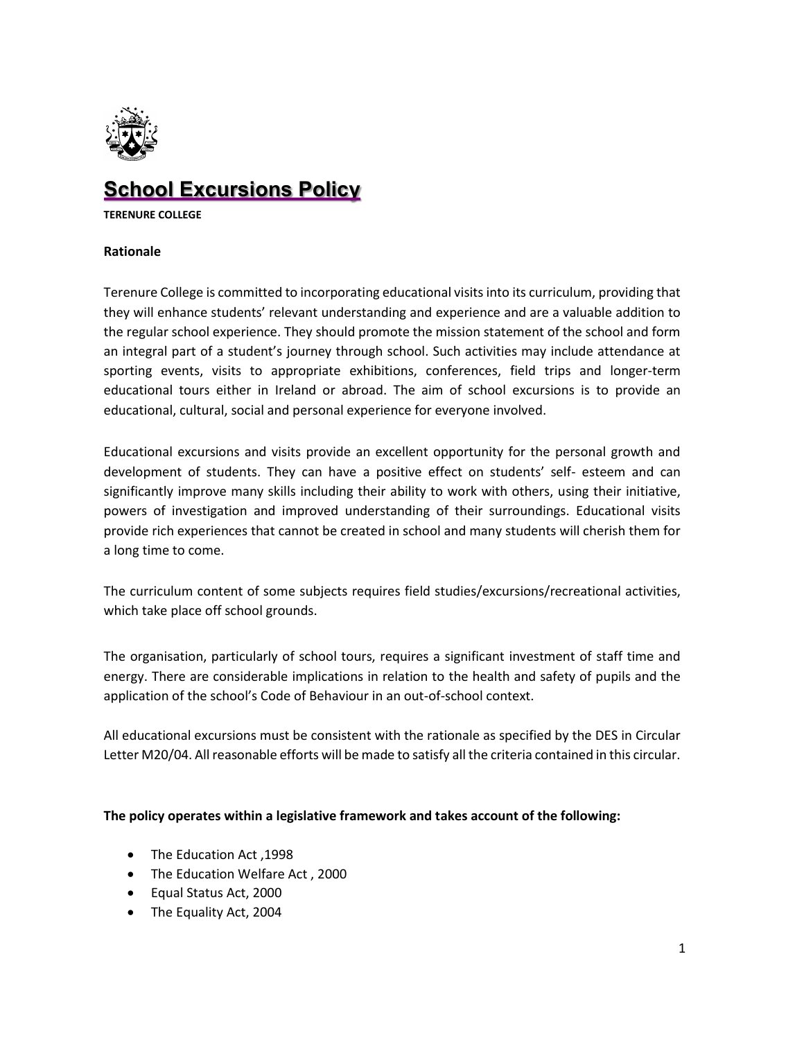# School Excursions Policy

**TERENURE COLLEGE**

**Rationale**

Terenure College is committed to incorporating educational visits into its curriculum, providing that they will enhance students' relevant understanding and experience and are a valuable addition to the regular school experience. They should promote the mission statement of the school and form an integral part of a student's journey through school. Such activities may include attendance at sporting events, visits to appropriate exhibitions, conferences, field trips and longer-term educational tours either in Ireland or abroad. The aim of school excursions is to provide an educational, cultural, social and personal experience for everyone involved.

Educational excursions and visits provide an excellent opportunity for the personal growth and development of students. They can have a positive effect on students' self- esteem and can significantly improve many skills including their ability to work with others, using their initiative, powers of investigation and improved understanding of their surroundings. Educational visits provide rich experiences that cannot be created in school and many students will cherish them for a long time to come.

The curriculum content of some subjects requires field studies/excursions/recreational activities, which take place off school grounds.

The organisation, particularly of school tours, requires a significant investment of staff time and energy. There are considerable implications in relation to the health and safety of pupils and the application of the school's Code of Behaviour in an out-of-school context.

All educational excursions must be consistent with the rationale as specified by the DES in Circular Letter M20/04. All reasonable efforts will be made to satisfy all the criteria contained in this circular.

**The policy operates within a legislative framework and takes account of the following:**

- The Education Act ,1998
- The Education Welfare Act , 2000
- Equal Status Act, 2000
- The Equality Act, 2004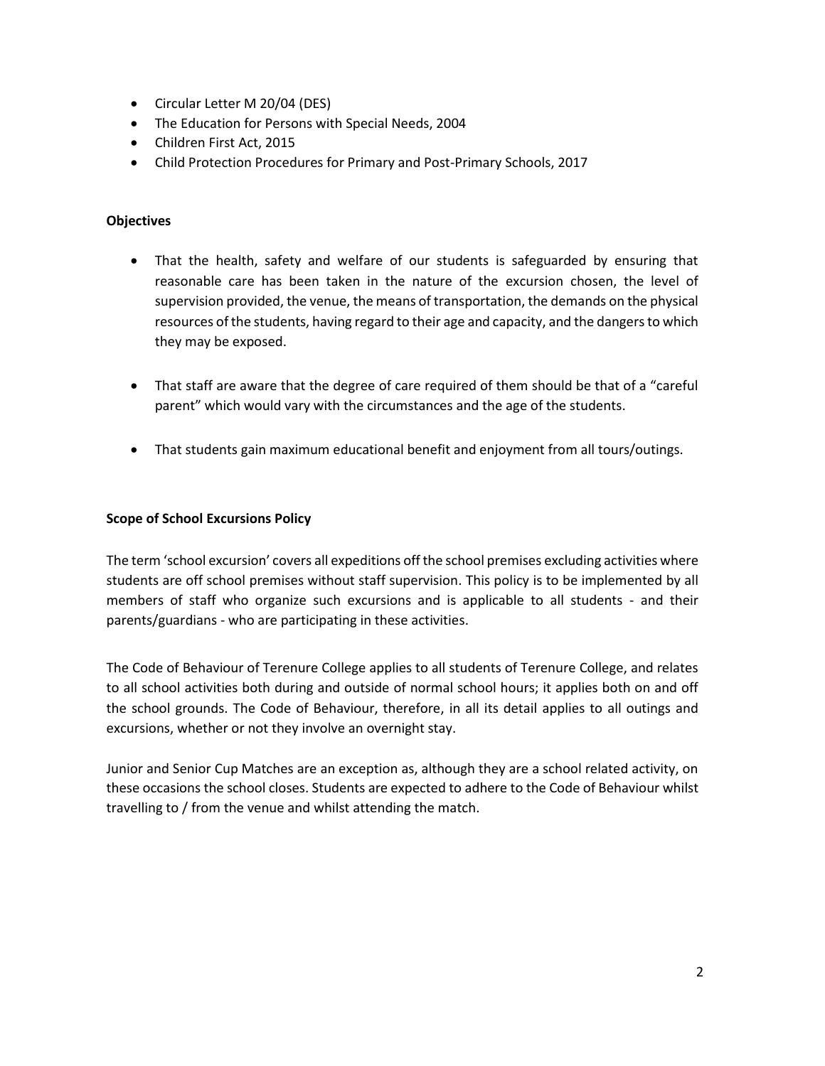- Circular Letter M 20/04 (DES)
- The Education for Persons with Special Needs, 2004
- Children First Act, 2015
- Child Protection Procedures for Primary and Post-Primary Schools, 2017

**Objectives**

- That the health, safety and welfare of our students is safeguarded by ensuring that reasonable care has been taken in the nature of the excursion chosen, the level of supervision provided, the venue, the means of transportation, the demands on the physical resources of the students, having regard to their age and capacity, and the dangers to which they may be exposed.

- That staff are aware that the degree of care required of them should be that of a "careful parent" which would vary with the circumstances and the age of the students.

- That students gain maximum educational benefit and enjoyment from all tours/outings.

**Scope of School Excursions Policy**

The term 'school excursion' covers all expeditions off the school premises excluding activities where students are off school premises without staff supervision. This policy is to be implemented by all members of staff who organize such excursions and is applicable to all students - and their parents/guardians - who are participating in these activities.

The Code of Behaviour of Terenure College applies to all students of Terenure College, and relates to all school activities both during and outside of normal school hours; it applies both on and off the school grounds. The Code of Behaviour, therefore, in all its detail applies to all outings and excursions, whether or not they involve an overnight stay.

Junior and Senior Cup Matches are an exception as, although they are a school related activity, on these occasions the school closes. Students are expected to adhere to the Code of Behaviour whilst travelling to / from the venue and whilst attending the match.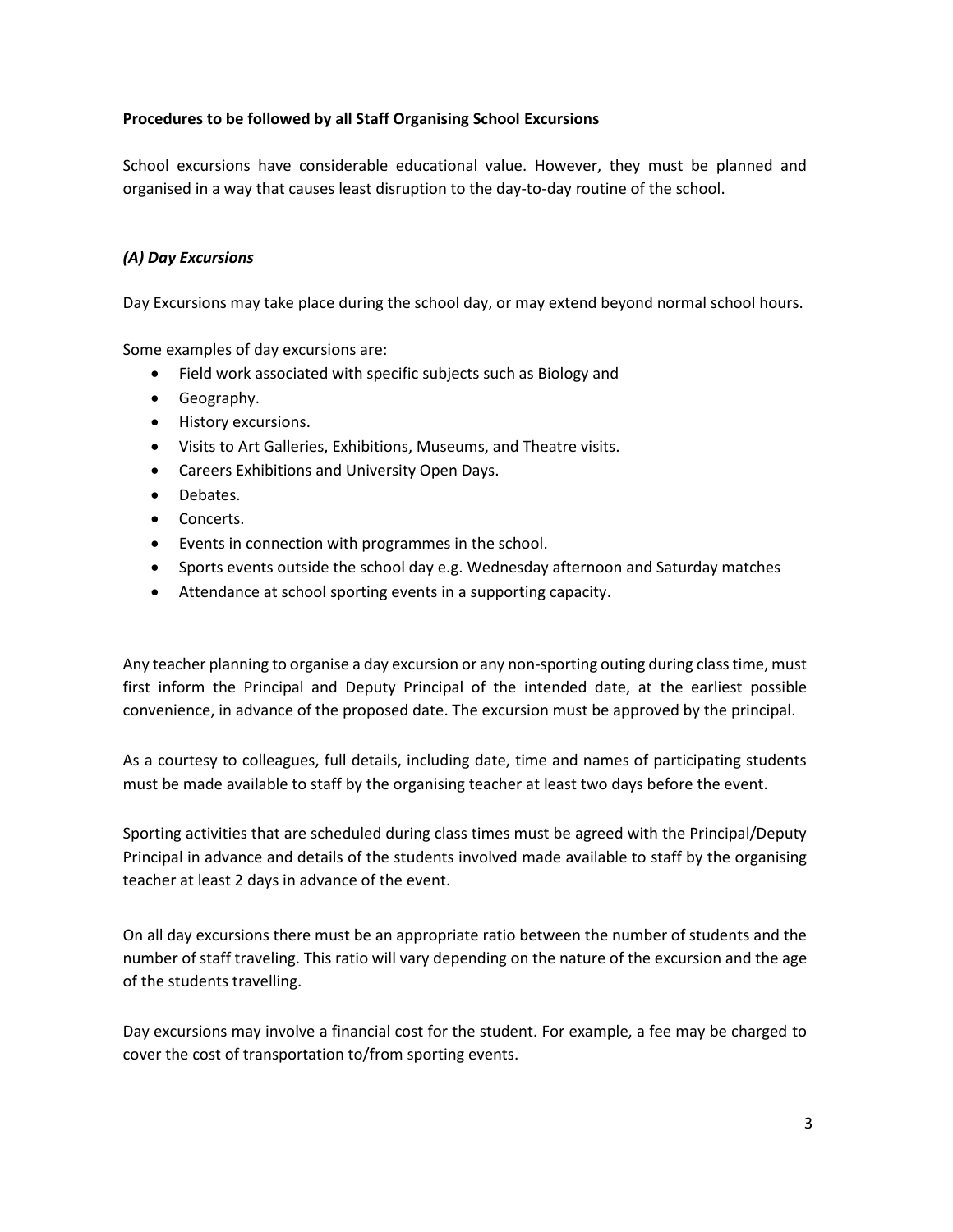**Procedures to be followed by all Staff Organising School Excursions**

School excursions have considerable educational value. However, they must be planned and organised in a way that causes least disruption to the day-to-day routine of the school.

***(A) Day Excursions***

Day Excursions may take place during the school day, or may extend beyond normal school hours.

Some examples of day excursions are:

- Field work associated with specific subjects such as Biology and
- Geography.
- History excursions.
- Visits to Art Galleries, Exhibitions, Museums, and Theatre visits.
- Careers Exhibitions and University Open Days.
- Debates.
- Concerts.
- Events in connection with programmes in the school.
- Sports events outside the school day e.g. Wednesday afternoon and Saturday matches
- Attendance at school sporting events in a supporting capacity.

Any teacher planning to organise a day excursion or any non-sporting outing during class time, must first inform the Principal and Deputy Principal of the intended date, at the earliest possible convenience, in advance of the proposed date. The excursion must be approved by the principal.

As a courtesy to colleagues, full details, including date, time and names of participating students must be made available to staff by the organising teacher at least two days before the event.

Sporting activities that are scheduled during class times must be agreed with the Principal/Deputy Principal in advance and details of the students involved made available to staff by the organising teacher at least 2 days in advance of the event.

On all day excursions there must be an appropriate ratio between the number of students and the number of staff traveling. This ratio will vary depending on the nature of the excursion and the age of the students travelling.

Day excursions may involve a financial cost for the student. For example, a fee may be charged to cover the cost of transportation to/from sporting events.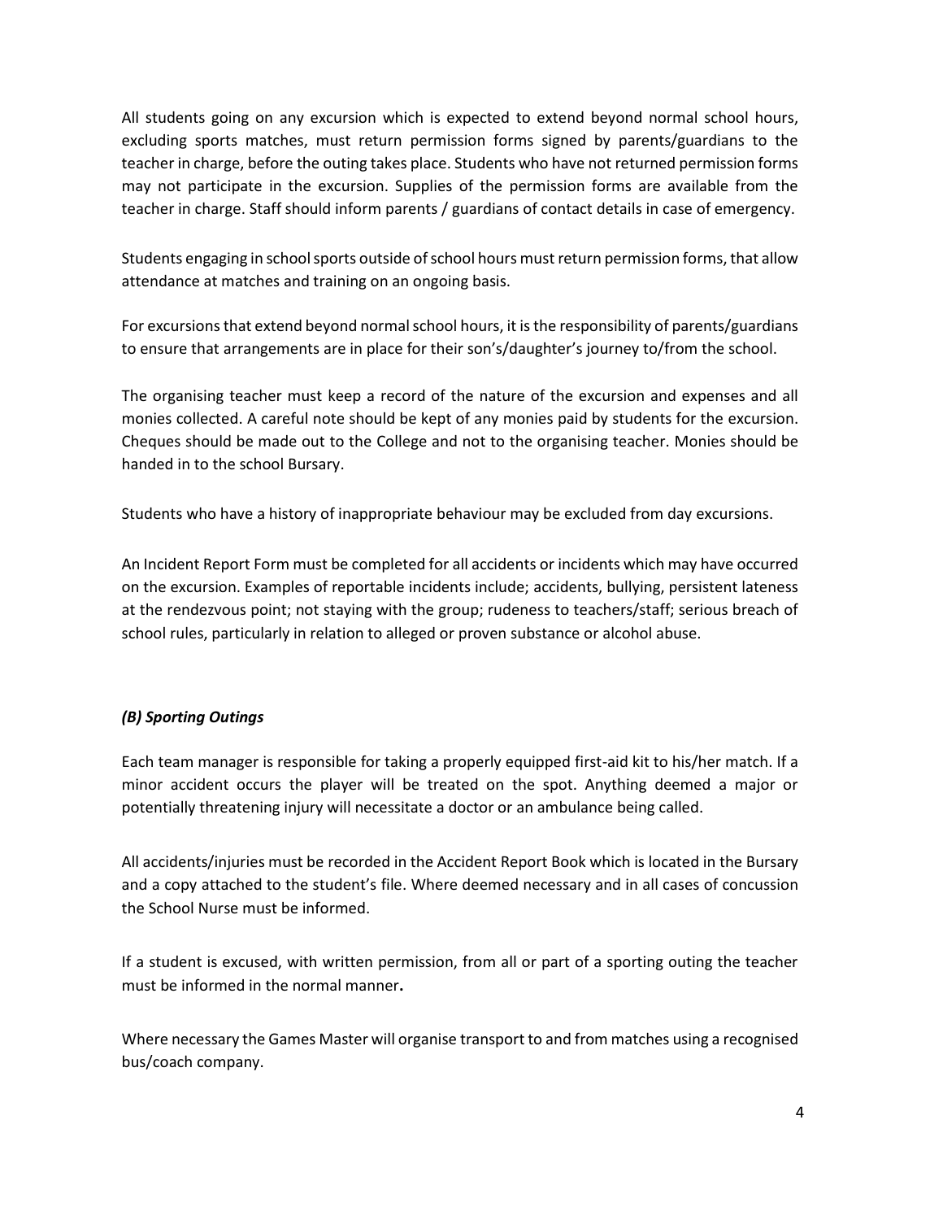All students going on any excursion which is expected to extend beyond normal school hours, excluding sports matches, must return permission forms signed by parents/guardians to the teacher in charge, before the outing takes place. Students who have not returned permission forms may not participate in the excursion. Supplies of the permission forms are available from the teacher in charge. Staff should inform parents / guardians of contact details in case of emergency.

Students engaging in school sports outside of school hours must return permission forms, that allow attendance at matches and training on an ongoing basis.

For excursions that extend beyond normal school hours, it is the responsibility of parents/guardians to ensure that arrangements are in place for their son's/daughter's journey to/from the school.

The organising teacher must keep a record of the nature of the excursion and expenses and all monies collected. A careful note should be kept of any monies paid by students for the excursion. Cheques should be made out to the College and not to the organising teacher. Monies should be handed in to the school Bursary.

Students who have a history of inappropriate behaviour may be excluded from day excursions.

An Incident Report Form must be completed for all accidents or incidents which may have occurred on the excursion. Examples of reportable incidents include; accidents, bullying, persistent lateness at the rendezvous point; not staying with the group; rudeness to teachers/staff; serious breach of school rules, particularly in relation to alleged or proven substance or alcohol abuse.

### *(B) Sporting Outings*

Each team manager is responsible for taking a properly equipped first-aid kit to his/her match. If a minor accident occurs the player will be treated on the spot. Anything deemed a major or potentially threatening injury will necessitate a doctor or an ambulance being called.

All accidents/injuries must be recorded in the Accident Report Book which is located in the Bursary and a copy attached to the student's file. Where deemed necessary and in all cases of concussion the School Nurse must be informed.

If a student is excused, with written permission, from all or part of a sporting outing the teacher must be informed in the normal manner**.**

Where necessary the Games Master will organise transport to and from matches using a recognised bus/coach company.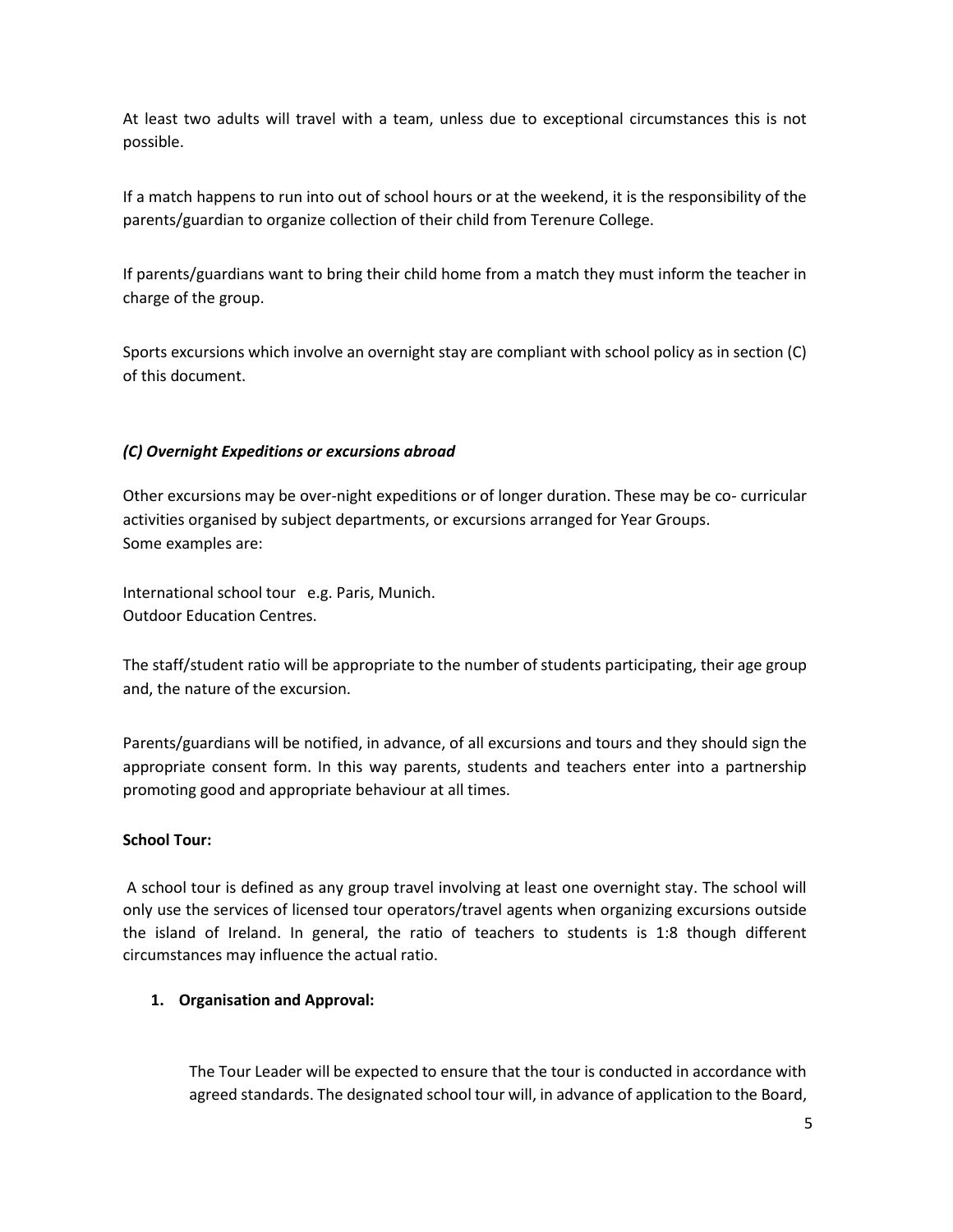At least two adults will travel with a team, unless due to exceptional circumstances this is not possible.

If a match happens to run into out of school hours or at the weekend, it is the responsibility of the parents/guardian to organize collection of their child from Terenure College.

If parents/guardians want to bring their child home from a match they must inform the teacher in charge of the group.

Sports excursions which involve an overnight stay are compliant with school policy as in section (C) of this document.

### *(C) Overnight Expeditions or excursions abroad*

Other excursions may be over-night expeditions or of longer duration. These may be co- curricular activities organised by subject departments, or excursions arranged for Year Groups.
Some examples are:

International school tour e.g. Paris, Munich.
Outdoor Education Centres.

The staff/student ratio will be appropriate to the number of students participating, their age group and, the nature of the excursion.

Parents/guardians will be notified, in advance, of all excursions and tours and they should sign the appropriate consent form. In this way parents, students and teachers enter into a partnership promoting good and appropriate behaviour at all times.

**School Tour:**

A school tour is defined as any group travel involving at least one overnight stay. The school will only use the services of licensed tour operators/travel agents when organizing excursions outside the island of Ireland. In general, the ratio of teachers to students is 1:8 though different circumstances may influence the actual ratio.

1. **Organisation and Approval:**

   The Tour Leader will be expected to ensure that the tour is conducted in accordance with agreed standards. The designated school tour will, in advance of application to the Board,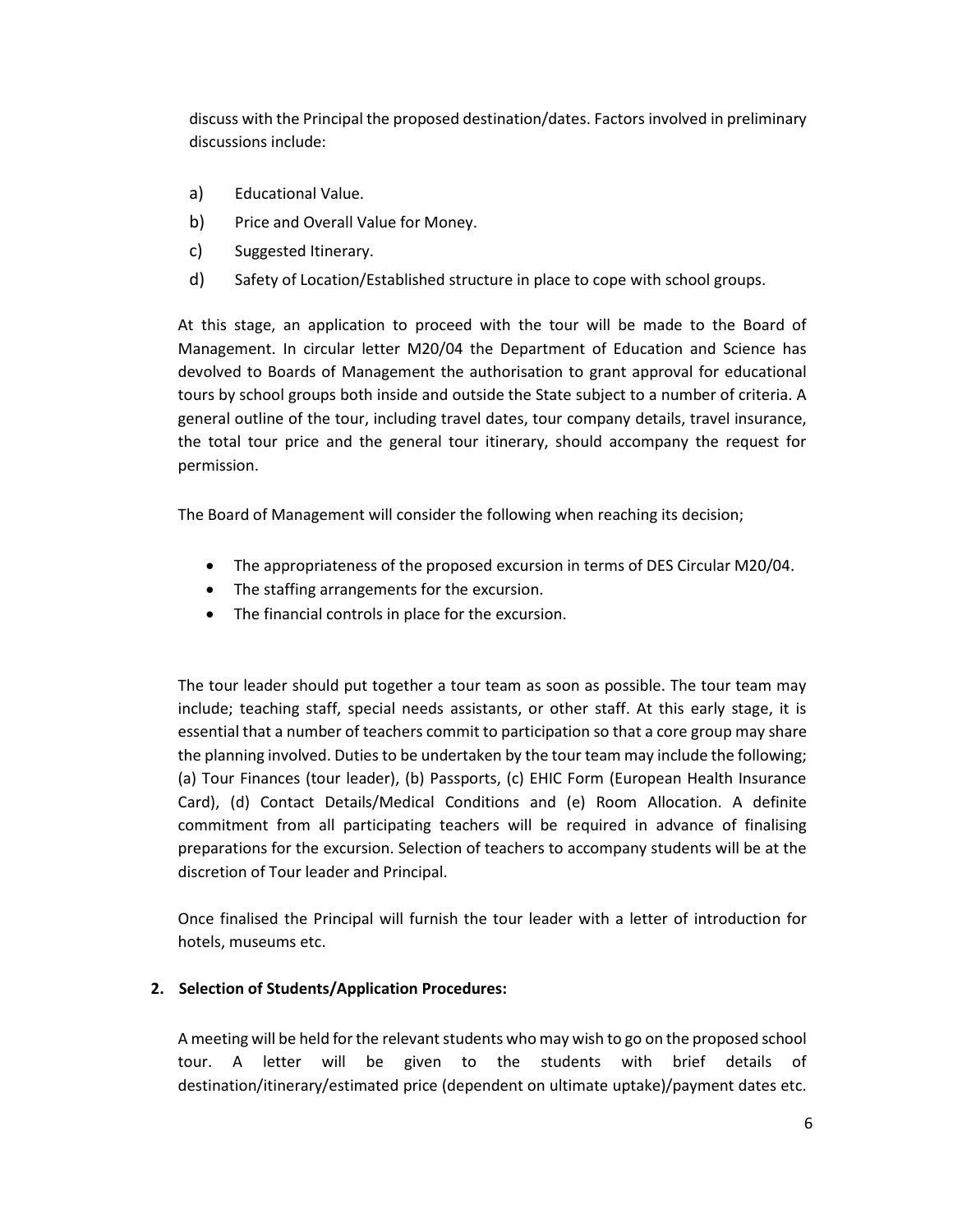discuss with the Principal the proposed destination/dates. Factors involved in preliminary discussions include:

a) Educational Value.

b) Price and Overall Value for Money.

c) Suggested Itinerary.

d) Safety of Location/Established structure in place to cope with school groups.

At this stage, an application to proceed with the tour will be made to the Board of Management. In circular letter M20/04 the Department of Education and Science has devolved to Boards of Management the authorisation to grant approval for educational tours by school groups both inside and outside the State subject to a number of criteria. A general outline of the tour, including travel dates, tour company details, travel insurance, the total tour price and the general tour itinerary, should accompany the request for permission.

The Board of Management will consider the following when reaching its decision;

- The appropriateness of the proposed excursion in terms of DES Circular M20/04.
- The staffing arrangements for the excursion.
- The financial controls in place for the excursion.

The tour leader should put together a tour team as soon as possible. The tour team may include; teaching staff, special needs assistants, or other staff. At this early stage, it is essential that a number of teachers commit to participation so that a core group may share the planning involved. Duties to be undertaken by the tour team may include the following; (a) Tour Finances (tour leader), (b) Passports, (c) EHIC Form (European Health Insurance Card), (d) Contact Details/Medical Conditions and (e) Room Allocation. A definite commitment from all participating teachers will be required in advance of finalising preparations for the excursion. Selection of teachers to accompany students will be at the discretion of Tour leader and Principal.

Once finalised the Principal will furnish the tour leader with a letter of introduction for hotels, museums etc.

**2. Selection of Students/Application Procedures:**

A meeting will be held for the relevant students who may wish to go on the proposed school tour. A letter will be given to the students with brief details of destination/itinerary/estimated price (dependent on ultimate uptake)/payment dates etc.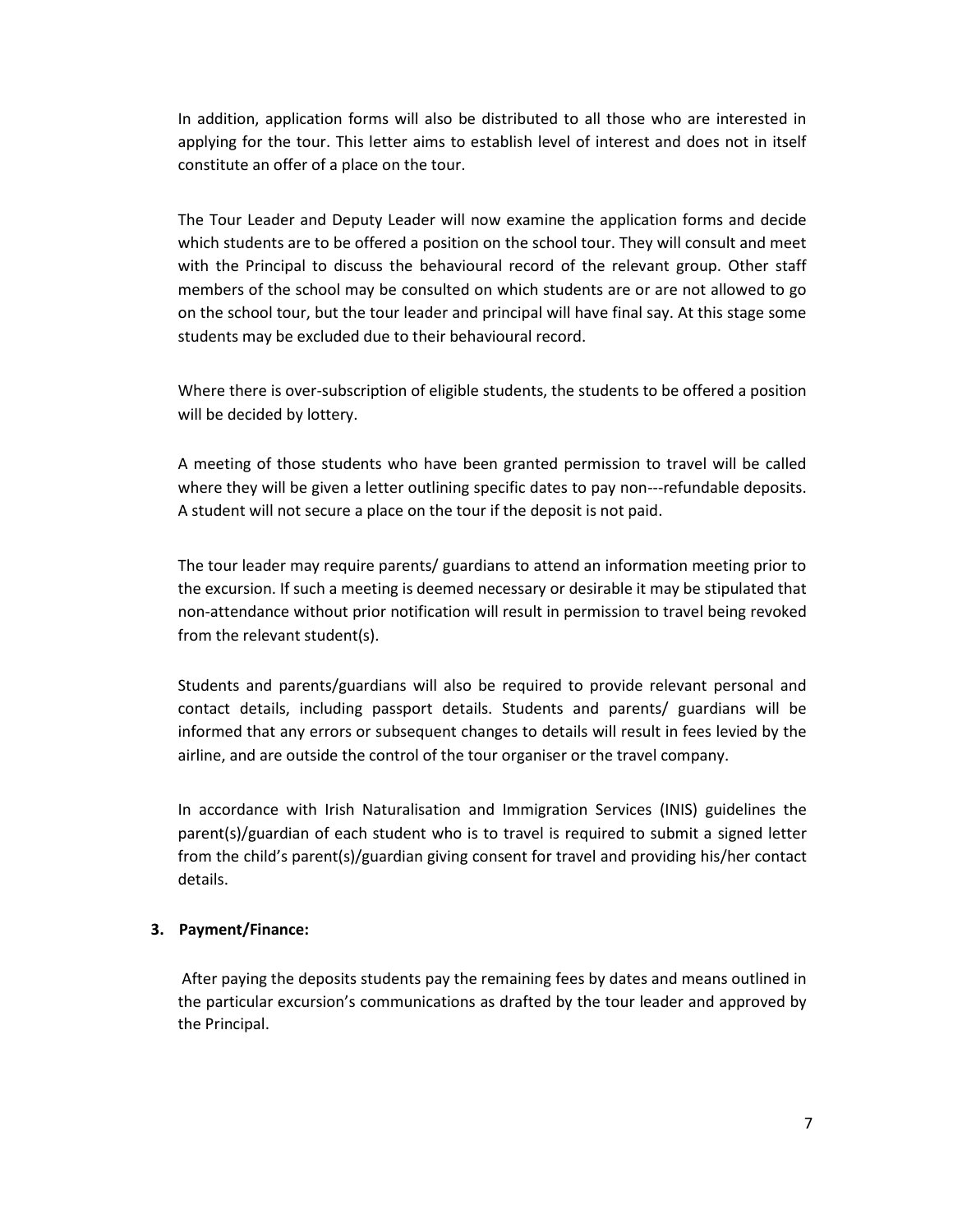In addition, application forms will also be distributed to all those who are interested in applying for the tour. This letter aims to establish level of interest and does not in itself constitute an offer of a place on the tour.

The Tour Leader and Deputy Leader will now examine the application forms and decide which students are to be offered a position on the school tour. They will consult and meet with the Principal to discuss the behavioural record of the relevant group. Other staff members of the school may be consulted on which students are or are not allowed to go on the school tour, but the tour leader and principal will have final say. At this stage some students may be excluded due to their behavioural record.

Where there is over-subscription of eligible students, the students to be offered a position will be decided by lottery.

A meeting of those students who have been granted permission to travel will be called where they will be given a letter outlining specific dates to pay non---refundable deposits. A student will not secure a place on the tour if the deposit is not paid.

The tour leader may require parents/ guardians to attend an information meeting prior to the excursion. If such a meeting is deemed necessary or desirable it may be stipulated that non-attendance without prior notification will result in permission to travel being revoked from the relevant student(s).

Students and parents/guardians will also be required to provide relevant personal and contact details, including passport details. Students and parents/ guardians will be informed that any errors or subsequent changes to details will result in fees levied by the airline, and are outside the control of the tour organiser or the travel company.

In accordance with Irish Naturalisation and Immigration Services (INIS) guidelines the parent(s)/guardian of each student who is to travel is required to submit a signed letter from the child's parent(s)/guardian giving consent for travel and providing his/her contact details.

**3. Payment/Finance:**

After paying the deposits students pay the remaining fees by dates and means outlined in the particular excursion's communications as drafted by the tour leader and approved by the Principal.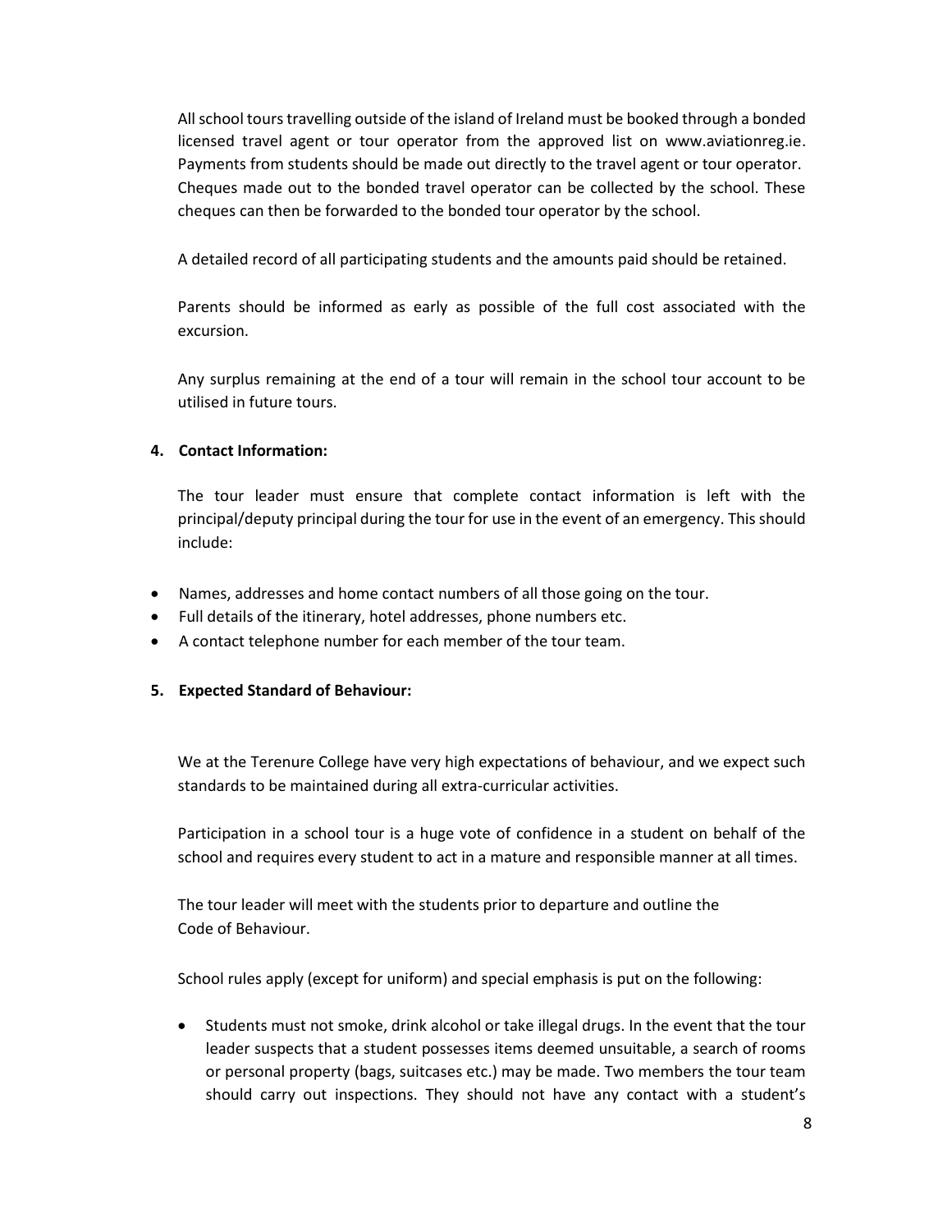All school tours travelling outside of the island of Ireland must be booked through a bonded licensed travel agent or tour operator from the approved list on www.aviationreg.ie. Payments from students should be made out directly to the travel agent or tour operator. Cheques made out to the bonded travel operator can be collected by the school. These cheques can then be forwarded to the bonded tour operator by the school.

A detailed record of all participating students and the amounts paid should be retained.

Parents should be informed as early as possible of the full cost associated with the excursion.

Any surplus remaining at the end of a tour will remain in the school tour account to be utilised in future tours.

**4. Contact Information:**

The tour leader must ensure that complete contact information is left with the principal/deputy principal during the tour for use in the event of an emergency. This should include:

- Names, addresses and home contact numbers of all those going on the tour.
- Full details of the itinerary, hotel addresses, phone numbers etc.
- A contact telephone number for each member of the tour team.

**5. Expected Standard of Behaviour:**

We at the Terenure College have very high expectations of behaviour, and we expect such standards to be maintained during all extra-curricular activities.

Participation in a school tour is a huge vote of confidence in a student on behalf of the school and requires every student to act in a mature and responsible manner at all times.

The tour leader will meet with the students prior to departure and outline the Code of Behaviour.

School rules apply (except for uniform) and special emphasis is put on the following:

- Students must not smoke, drink alcohol or take illegal drugs. In the event that the tour leader suspects that a student possesses items deemed unsuitable, a search of rooms or personal property (bags, suitcases etc.) may be made. Two members the tour team should carry out inspections. They should not have any contact with a student's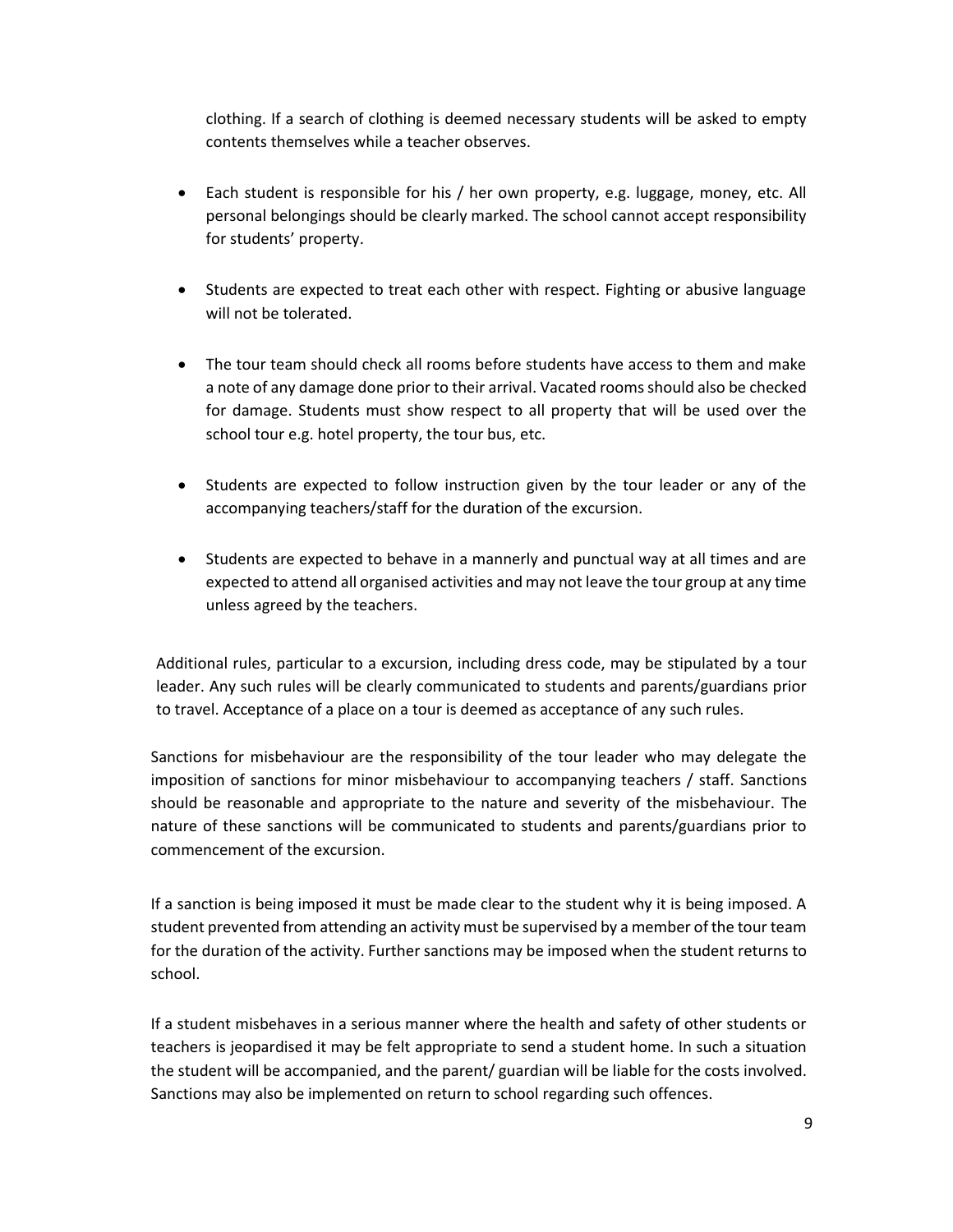clothing. If a search of clothing is deemed necessary students will be asked to empty contents themselves while a teacher observes.

- Each student is responsible for his / her own property, e.g. luggage, money, etc. All personal belongings should be clearly marked. The school cannot accept responsibility for students' property.

- Students are expected to treat each other with respect. Fighting or abusive language will not be tolerated.

- The tour team should check all rooms before students have access to them and make a note of any damage done prior to their arrival. Vacated rooms should also be checked for damage. Students must show respect to all property that will be used over the school tour e.g. hotel property, the tour bus, etc.

- Students are expected to follow instruction given by the tour leader or any of the accompanying teachers/staff for the duration of the excursion.

- Students are expected to behave in a mannerly and punctual way at all times and are expected to attend all organised activities and may not leave the tour group at any time unless agreed by the teachers.

Additional rules, particular to a excursion, including dress code, may be stipulated by a tour leader. Any such rules will be clearly communicated to students and parents/guardians prior to travel. Acceptance of a place on a tour is deemed as acceptance of any such rules.

Sanctions for misbehaviour are the responsibility of the tour leader who may delegate the imposition of sanctions for minor misbehaviour to accompanying teachers / staff. Sanctions should be reasonable and appropriate to the nature and severity of the misbehaviour. The nature of these sanctions will be communicated to students and parents/guardians prior to commencement of the excursion.

If a sanction is being imposed it must be made clear to the student why it is being imposed. A student prevented from attending an activity must be supervised by a member of the tour team for the duration of the activity. Further sanctions may be imposed when the student returns to school.

If a student misbehaves in a serious manner where the health and safety of other students or teachers is jeopardised it may be felt appropriate to send a student home. In such a situation the student will be accompanied, and the parent/ guardian will be liable for the costs involved. Sanctions may also be implemented on return to school regarding such offences.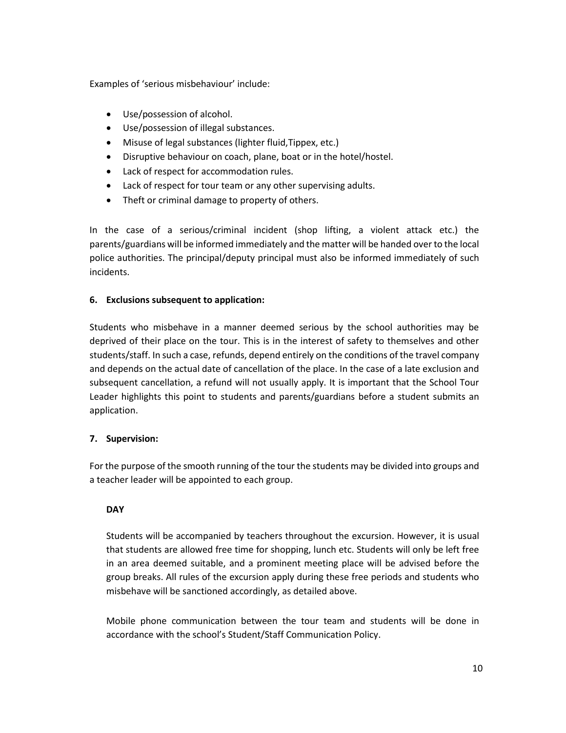Examples of 'serious misbehaviour' include:

- Use/possession of alcohol.
- Use/possession of illegal substances.
- Misuse of legal substances (lighter fluid,Tippex, etc.)
- Disruptive behaviour on coach, plane, boat or in the hotel/hostel.
- Lack of respect for accommodation rules.
- Lack of respect for tour team or any other supervising adults.
- Theft or criminal damage to property of others.

In the case of a serious/criminal incident (shop lifting, a violent attack etc.) the parents/guardians will be informed immediately and the matter will be handed over to the local police authorities. The principal/deputy principal must also be informed immediately of such incidents.

### 6. Exclusions subsequent to application:

Students who misbehave in a manner deemed serious by the school authorities may be deprived of their place on the tour. This is in the interest of safety to themselves and other students/staff. In such a case, refunds, depend entirely on the conditions of the travel company and depends on the actual date of cancellation of the place. In the case of a late exclusion and subsequent cancellation, a refund will not usually apply. It is important that the School Tour Leader highlights this point to students and parents/guardians before a student submits an application.

### 7. Supervision:

For the purpose of the smooth running of the tour the students may be divided into groups and a teacher leader will be appointed to each group.

**DAY**

Students will be accompanied by teachers throughout the excursion. However, it is usual that students are allowed free time for shopping, lunch etc. Students will only be left free in an area deemed suitable, and a prominent meeting place will be advised before the group breaks. All rules of the excursion apply during these free periods and students who misbehave will be sanctioned accordingly, as detailed above.

Mobile phone communication between the tour team and students will be done in accordance with the school's Student/Staff Communication Policy.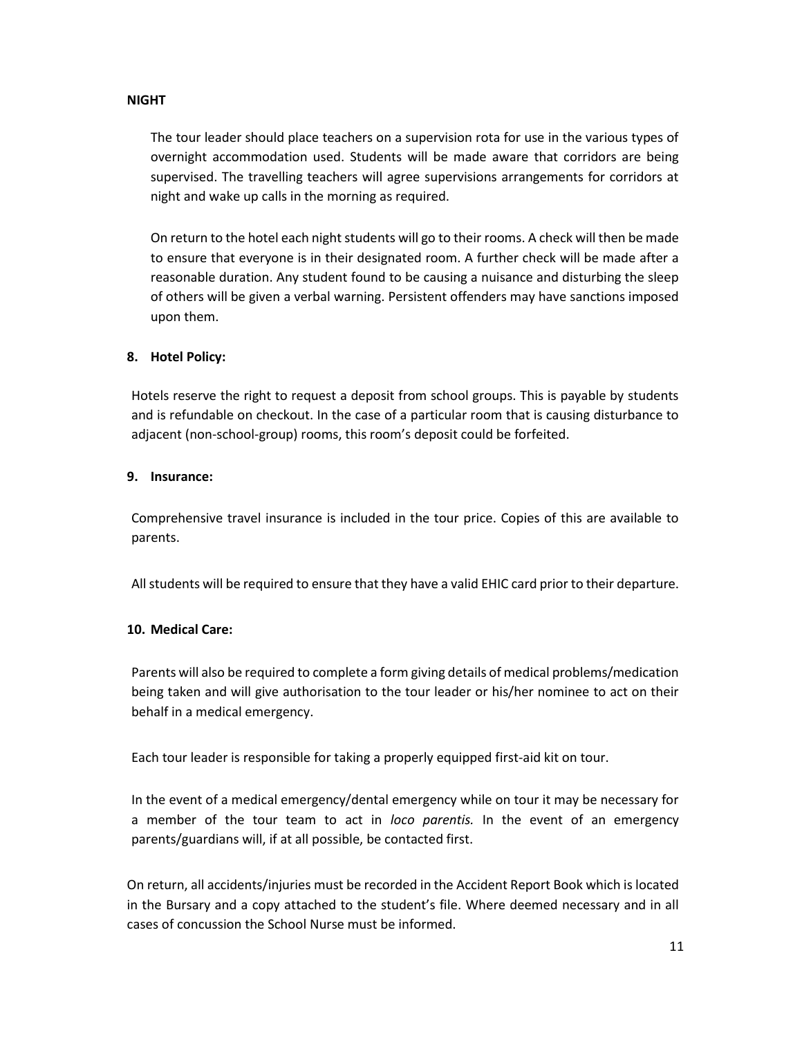**NIGHT**

The tour leader should place teachers on a supervision rota for use in the various types of overnight accommodation used. Students will be made aware that corridors are being supervised. The travelling teachers will agree supervisions arrangements for corridors at night and wake up calls in the morning as required.

On return to the hotel each night students will go to their rooms. A check will then be made to ensure that everyone is in their designated room. A further check will be made after a reasonable duration. Any student found to be causing a nuisance and disturbing the sleep of others will be given a verbal warning. Persistent offenders may have sanctions imposed upon them.

**8. Hotel Policy:**

Hotels reserve the right to request a deposit from school groups. This is payable by students and is refundable on checkout. In the case of a particular room that is causing disturbance to adjacent (non-school-group) rooms, this room's deposit could be forfeited.

**9. Insurance:**

Comprehensive travel insurance is included in the tour price. Copies of this are available to parents.

All students will be required to ensure that they have a valid EHIC card prior to their departure.

**10. Medical Care:**

Parents will also be required to complete a form giving details of medical problems/medication being taken and will give authorisation to the tour leader or his/her nominee to act on their behalf in a medical emergency.

Each tour leader is responsible for taking a properly equipped first-aid kit on tour.

In the event of a medical emergency/dental emergency while on tour it may be necessary for a member of the tour team to act in *loco parentis.* In the event of an emergency parents/guardians will, if at all possible, be contacted first.

On return, all accidents/injuries must be recorded in the Accident Report Book which is located in the Bursary and a copy attached to the student's file. Where deemed necessary and in all cases of concussion the School Nurse must be informed.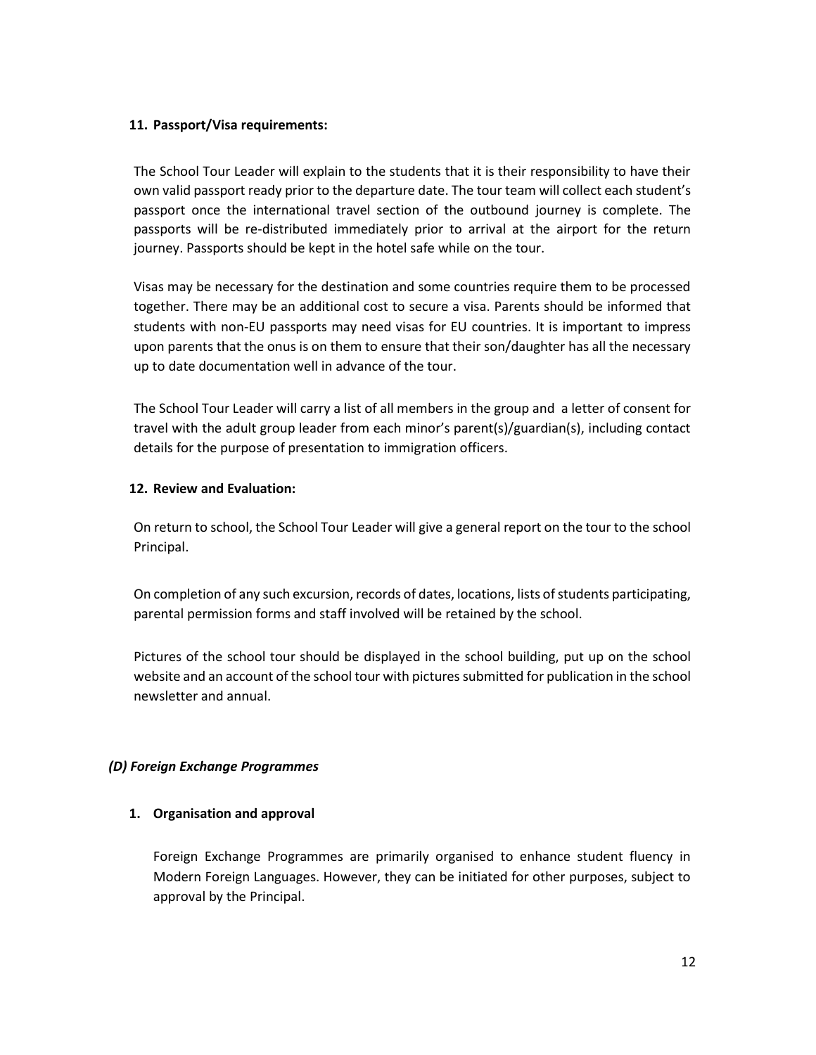#### 11. Passport/Visa requirements:

The School Tour Leader will explain to the students that it is their responsibility to have their own valid passport ready prior to the departure date. The tour team will collect each student's passport once the international travel section of the outbound journey is complete. The passports will be re-distributed immediately prior to arrival at the airport for the return journey. Passports should be kept in the hotel safe while on the tour.

Visas may be necessary for the destination and some countries require them to be processed together. There may be an additional cost to secure a visa. Parents should be informed that students with non-EU passports may need visas for EU countries. It is important to impress upon parents that the onus is on them to ensure that their son/daughter has all the necessary up to date documentation well in advance of the tour.

The School Tour Leader will carry a list of all members in the group and a letter of consent for travel with the adult group leader from each minor's parent(s)/guardian(s), including contact details for the purpose of presentation to immigration officers.

#### 12. Review and Evaluation:

On return to school, the School Tour Leader will give a general report on the tour to the school Principal.

On completion of any such excursion, records of dates, locations, lists of students participating, parental permission forms and staff involved will be retained by the school.

Pictures of the school tour should be displayed in the school building, put up on the school website and an account of the school tour with pictures submitted for publication in the school newsletter and annual.

### *(D) Foreign Exchange Programmes*

#### 1. Organisation and approval

Foreign Exchange Programmes are primarily organised to enhance student fluency in Modern Foreign Languages. However, they can be initiated for other purposes, subject to approval by the Principal.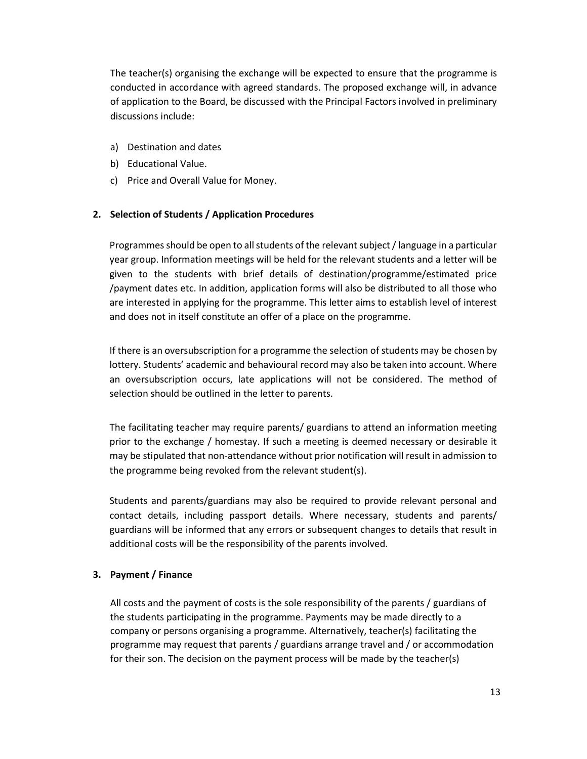The teacher(s) organising the exchange will be expected to ensure that the programme is conducted in accordance with agreed standards. The proposed exchange will, in advance of application to the Board, be discussed with the Principal Factors involved in preliminary discussions include:

a) Destination and dates
b) Educational Value.
c) Price and Overall Value for Money.

**2. Selection of Students / Application Procedures**

Programmes should be open to all students of the relevant subject / language in a particular year group. Information meetings will be held for the relevant students and a letter will be given to the students with brief details of destination/programme/estimated price /payment dates etc. In addition, application forms will also be distributed to all those who are interested in applying for the programme. This letter aims to establish level of interest and does not in itself constitute an offer of a place on the programme.

If there is an oversubscription for a programme the selection of students may be chosen by lottery. Students' academic and behavioural record may also be taken into account. Where an oversubscription occurs, late applications will not be considered. The method of selection should be outlined in the letter to parents.

The facilitating teacher may require parents/ guardians to attend an information meeting prior to the exchange / homestay. If such a meeting is deemed necessary or desirable it may be stipulated that non-attendance without prior notification will result in admission to the programme being revoked from the relevant student(s).

Students and parents/guardians may also be required to provide relevant personal and contact details, including passport details. Where necessary, students and parents/ guardians will be informed that any errors or subsequent changes to details that result in additional costs will be the responsibility of the parents involved.

**3. Payment / Finance**

All costs and the payment of costs is the sole responsibility of the parents / guardians of the students participating in the programme. Payments may be made directly to a company or persons organising a programme. Alternatively, teacher(s) facilitating the programme may request that parents / guardians arrange travel and / or accommodation for their son. The decision on the payment process will be made by the teacher(s)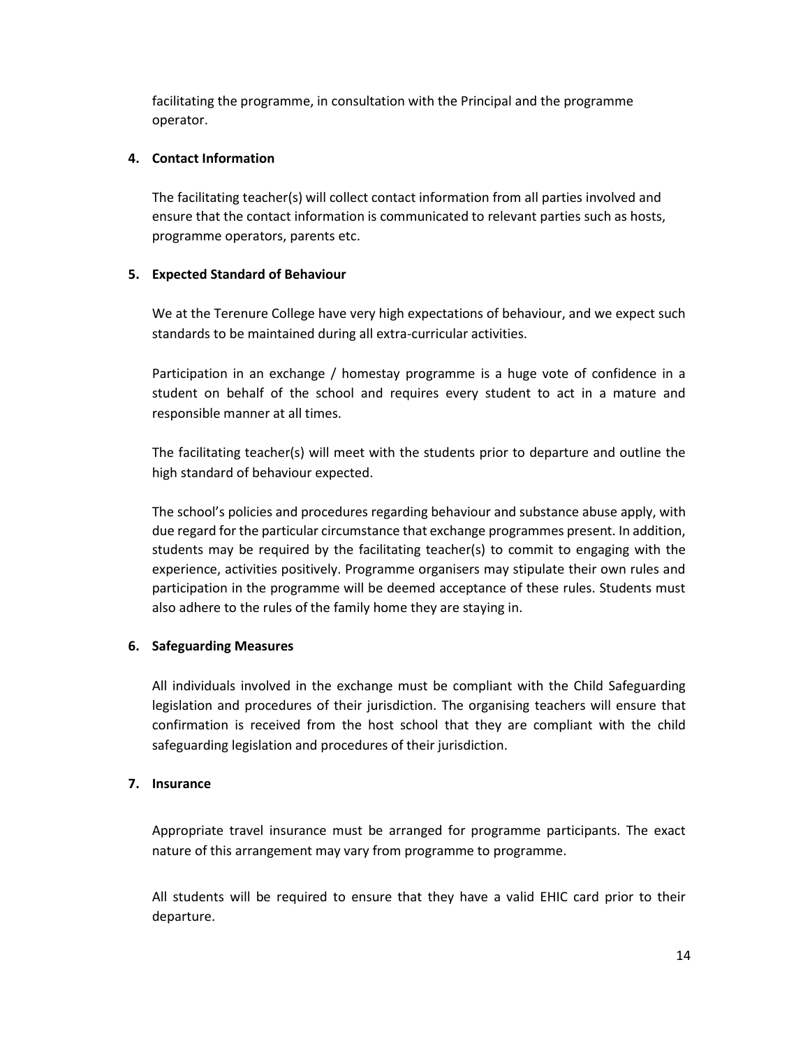facilitating the programme, in consultation with the Principal and the programme operator.

**4. Contact Information**

The facilitating teacher(s) will collect contact information from all parties involved and ensure that the contact information is communicated to relevant parties such as hosts, programme operators, parents etc.

**5. Expected Standard of Behaviour**

We at the Terenure College have very high expectations of behaviour, and we expect such standards to be maintained during all extra-curricular activities.

Participation in an exchange / homestay programme is a huge vote of confidence in a student on behalf of the school and requires every student to act in a mature and responsible manner at all times.

The facilitating teacher(s) will meet with the students prior to departure and outline the high standard of behaviour expected.

The school's policies and procedures regarding behaviour and substance abuse apply, with due regard for the particular circumstance that exchange programmes present. In addition, students may be required by the facilitating teacher(s) to commit to engaging with the experience, activities positively. Programme organisers may stipulate their own rules and participation in the programme will be deemed acceptance of these rules. Students must also adhere to the rules of the family home they are staying in.

**6. Safeguarding Measures**

All individuals involved in the exchange must be compliant with the Child Safeguarding legislation and procedures of their jurisdiction. The organising teachers will ensure that confirmation is received from the host school that they are compliant with the child safeguarding legislation and procedures of their jurisdiction.

**7. Insurance**

Appropriate travel insurance must be arranged for programme participants. The exact nature of this arrangement may vary from programme to programme.

All students will be required to ensure that they have a valid EHIC card prior to their departure.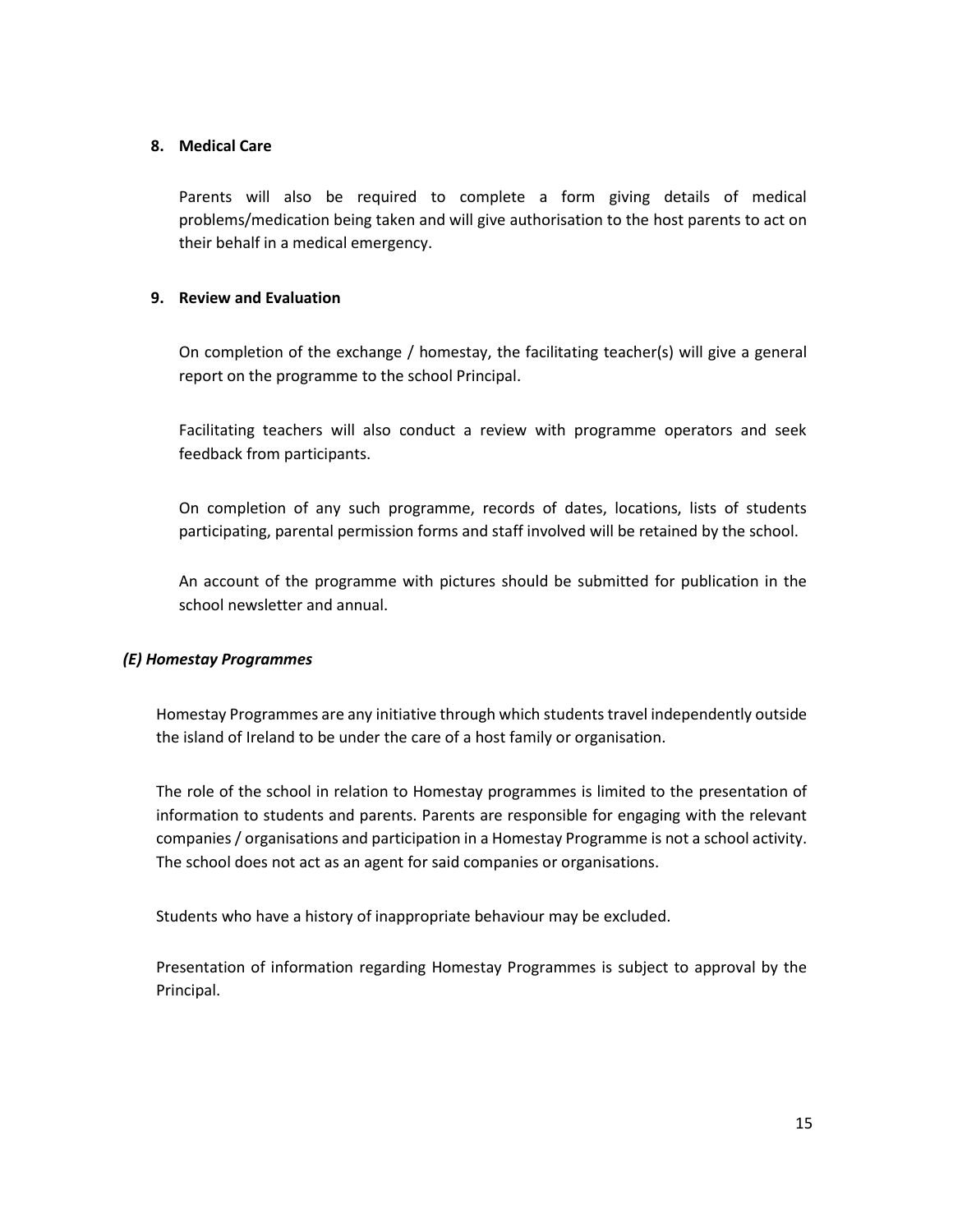### 8. Medical Care

Parents will also be required to complete a form giving details of medical problems/medication being taken and will give authorisation to the host parents to act on their behalf in a medical emergency.

### 9. Review and Evaluation

On completion of the exchange / homestay, the facilitating teacher(s) will give a general report on the programme to the school Principal.

Facilitating teachers will also conduct a review with programme operators and seek feedback from participants.

On completion of any such programme, records of dates, locations, lists of students participating, parental permission forms and staff involved will be retained by the school.

An account of the programme with pictures should be submitted for publication in the school newsletter and annual.

## *(E) Homestay Programmes*

Homestay Programmes are any initiative through which students travel independently outside the island of Ireland to be under the care of a host family or organisation.

The role of the school in relation to Homestay programmes is limited to the presentation of information to students and parents. Parents are responsible for engaging with the relevant companies / organisations and participation in a Homestay Programme is not a school activity. The school does not act as an agent for said companies or organisations.

Students who have a history of inappropriate behaviour may be excluded.

Presentation of information regarding Homestay Programmes is subject to approval by the Principal.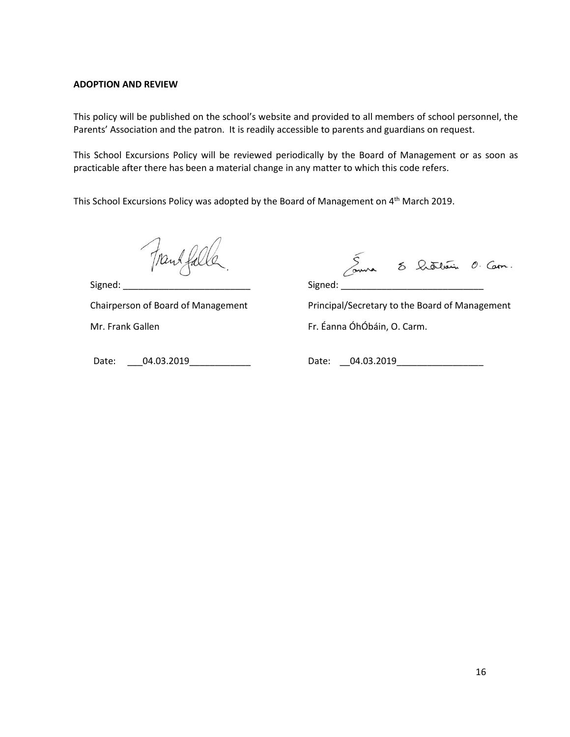**ADOPTION AND REVIEW**

This policy will be published on the school's website and provided to all members of school personnel, the Parents' Association and the patron. It is readily accessible to parents and guardians on request.

This School Excursions Policy will be reviewed periodically by the Board of Management or as soon as practicable after there has been a material change in any matter to which this code refers.

This School Excursions Policy was adopted by the Board of Management on 4th March 2019.

Signed: _________________________

Chairperson of Board of Management

Mr. Frank Gallen

Date: ___04.03.2019____________

Signed: ____________________________

Principal/Secretary to the Board of Management

Fr. Éanna ÓhÓbáin, O. Carm.

Date: __04.03.2019_________________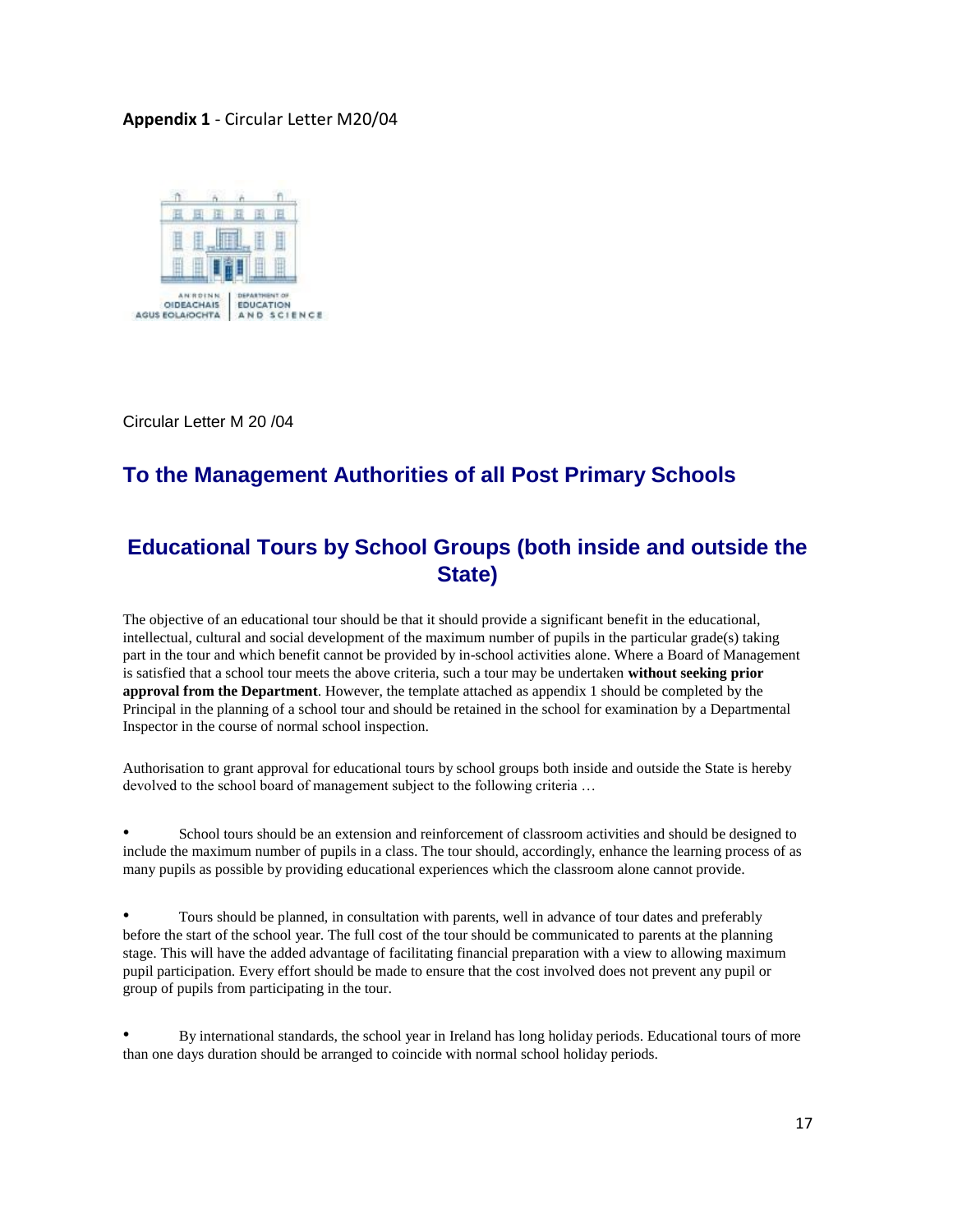**Appendix 1** - Circular Letter M20/04

AN ROINN OIDEACHAIS AGUS EOLAÍOCHTA | DEPARTMENT OF EDUCATION AND SCIENCE

Circular Letter M 20 /04

## To the Management Authorities of all Post Primary Schools

## Educational Tours by School Groups (both inside and outside the State)

The objective of an educational tour should be that it should provide a significant benefit in the educational, intellectual, cultural and social development of the maximum number of pupils in the particular grade(s) taking part in the tour and which benefit cannot be provided by in-school activities alone. Where a Board of Management is satisfied that a school tour meets the above criteria, such a tour may be undertaken **without seeking prior approval from the Department**. However, the template attached as appendix 1 should be completed by the Principal in the planning of a school tour and should be retained in the school for examination by a Departmental Inspector in the course of normal school inspection.

Authorisation to grant approval for educational tours by school groups both inside and outside the State is hereby devolved to the school board of management subject to the following criteria …

- School tours should be an extension and reinforcement of classroom activities and should be designed to include the maximum number of pupils in a class. The tour should, accordingly, enhance the learning process of as many pupils as possible by providing educational experiences which the classroom alone cannot provide.

- Tours should be planned, in consultation with parents, well in advance of tour dates and preferably before the start of the school year. The full cost of the tour should be communicated to parents at the planning stage. This will have the added advantage of facilitating financial preparation with a view to allowing maximum pupil participation. Every effort should be made to ensure that the cost involved does not prevent any pupil or group of pupils from participating in the tour.

- By international standards, the school year in Ireland has long holiday periods. Educational tours of more than one days duration should be arranged to coincide with normal school holiday periods.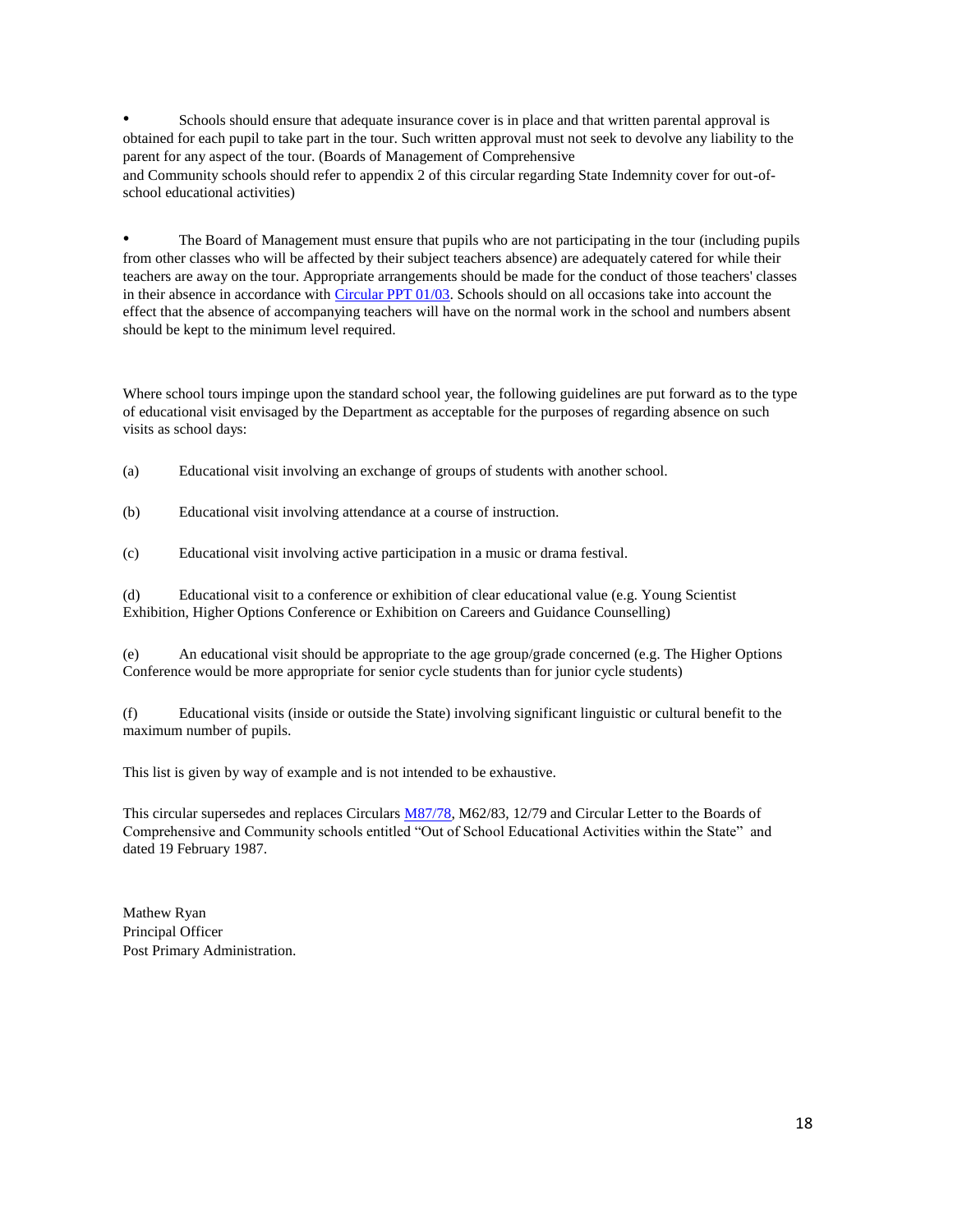- Schools should ensure that adequate insurance cover is in place and that written parental approval is obtained for each pupil to take part in the tour. Such written approval must not seek to devolve any liability to the parent for any aspect of the tour. (Boards of Management of Comprehensive and Community schools should refer to appendix 2 of this circular regarding State Indemnity cover for out-of-school educational activities)

- The Board of Management must ensure that pupils who are not participating in the tour (including pupils from other classes who will be affected by their subject teachers absence) are adequately catered for while their teachers are away on the tour. Appropriate arrangements should be made for the conduct of those teachers' classes in their absence in accordance with [Circular PPT 01/03](). Schools should on all occasions take into account the effect that the absence of accompanying teachers will have on the normal work in the school and numbers absent should be kept to the minimum level required.

Where school tours impinge upon the standard school year, the following guidelines are put forward as to the type of educational visit envisaged by the Department as acceptable for the purposes of regarding absence on such visits as school days:

(a) Educational visit involving an exchange of groups of students with another school.

(b) Educational visit involving attendance at a course of instruction.

(c) Educational visit involving active participation in a music or drama festival.

(d) Educational visit to a conference or exhibition of clear educational value (e.g. Young Scientist Exhibition, Higher Options Conference or Exhibition on Careers and Guidance Counselling)

(e) An educational visit should be appropriate to the age group/grade concerned (e.g. The Higher Options Conference would be more appropriate for senior cycle students than for junior cycle students)

(f) Educational visits (inside or outside the State) involving significant linguistic or cultural benefit to the maximum number of pupils.

This list is given by way of example and is not intended to be exhaustive.

This circular supersedes and replaces Circulars [M87/78](), M62/83, 12/79 and Circular Letter to the Boards of Comprehensive and Community schools entitled "Out of School Educational Activities within the State" and dated 19 February 1987.

Mathew Ryan
Principal Officer
Post Primary Administration.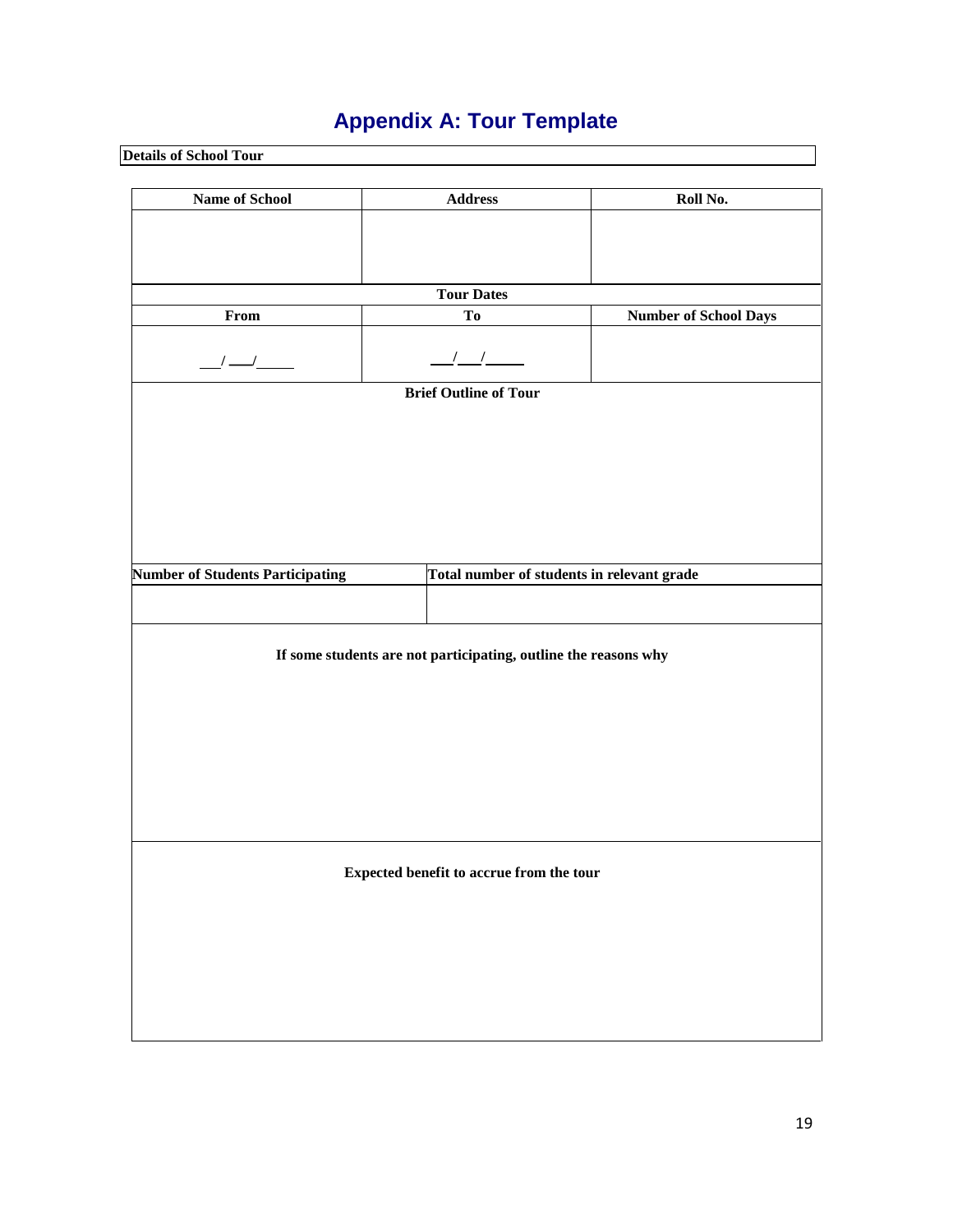# Appendix A: Tour Template

**Details of School Tour**

| Name of School | Address | Roll No. |
|---|---|---|
| | | |
| | **Tour Dates** | |
| **From** | **To** | **Number of School Days** |
| ___/___/_____ | ___/___/_____ | |
| | **Brief Outline of Tour** | |
| | | |

| Number of Students Participating | Total number of students in relevant grade |
|---|---|
| | |

**If some students are not participating, outline the reasons why**

**Expected benefit to accrue from the tour**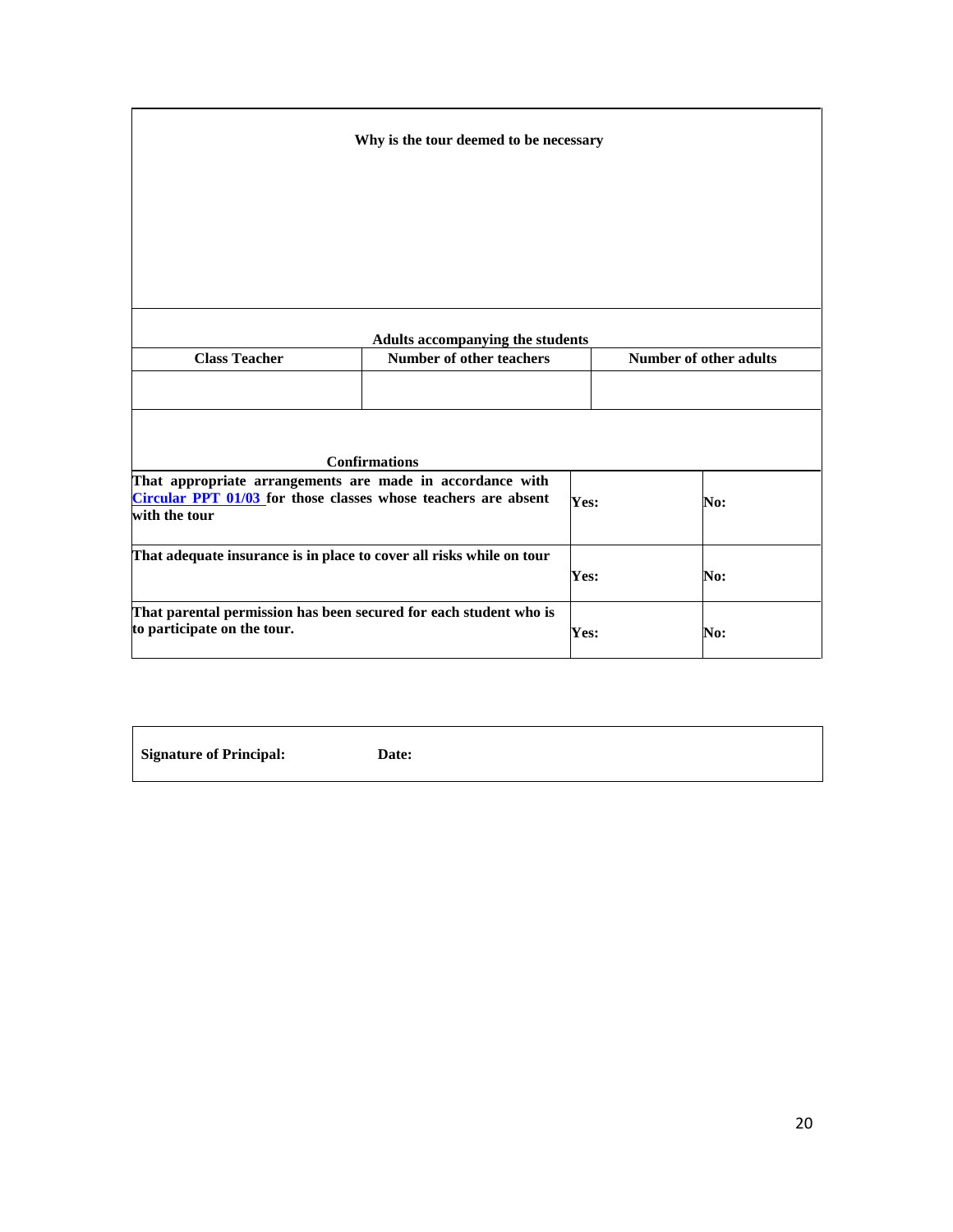**Why is the tour deemed to be necessary**

**Adults accompanying the students**

| Class Teacher | Number of other teachers | Number of other adults |
|---|---|---|
| | | |

**Confirmations**

| | | |
|---|---|---|
| **That appropriate arrangements are made in accordance with Circular PPT 01/03 for those classes whose teachers are absent with the tour** | **Yes:** | **No:** |
| **That adequate insurance is in place to cover all risks while on tour** | **Yes:** | **No:** |
| **That parental permission has been secured for each student who is to participate on the tour.** | **Yes:** | **No:** |

| | |
|---|---|
| **Signature of Principal:** | **Date:** |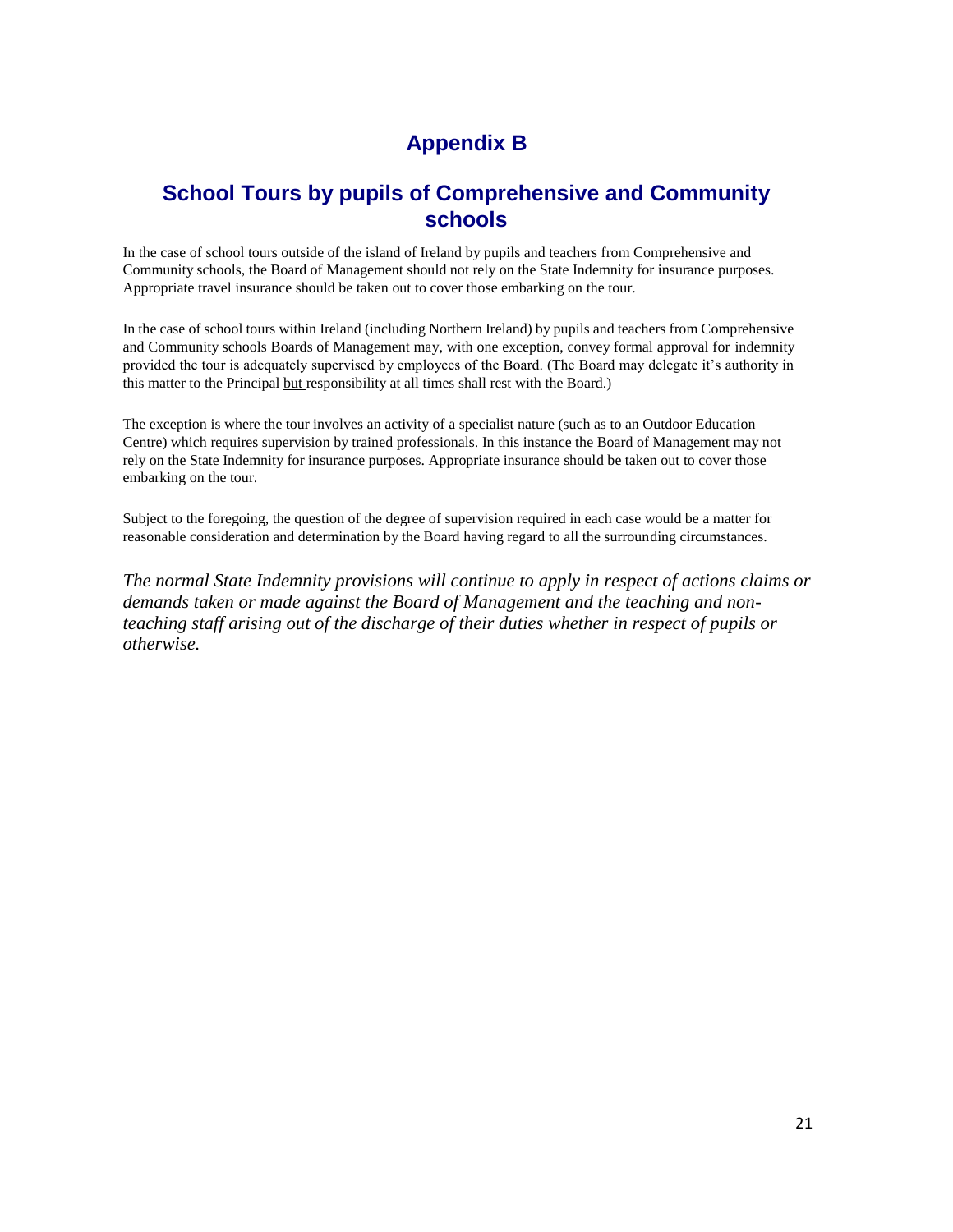# Appendix B

## School Tours by pupils of Comprehensive and Community schools

In the case of school tours outside of the island of Ireland by pupils and teachers from Comprehensive and Community schools, the Board of Management should not rely on the State Indemnity for insurance purposes. Appropriate travel insurance should be taken out to cover those embarking on the tour.

In the case of school tours within Ireland (including Northern Ireland) by pupils and teachers from Comprehensive and Community schools Boards of Management may, with one exception, convey formal approval for indemnity provided the tour is adequately supervised by employees of the Board. (The Board may delegate it's authority in this matter to the Principal but responsibility at all times shall rest with the Board.)

The exception is where the tour involves an activity of a specialist nature (such as to an Outdoor Education Centre) which requires supervision by trained professionals. In this instance the Board of Management may not rely on the State Indemnity for insurance purposes. Appropriate insurance should be taken out to cover those embarking on the tour.

Subject to the foregoing, the question of the degree of supervision required in each case would be a matter for reasonable consideration and determination by the Board having regard to all the surrounding circumstances.

*The normal State Indemnity provisions will continue to apply in respect of actions claims or demands taken or made against the Board of Management and the teaching and non-teaching staff arising out of the discharge of their duties whether in respect of pupils or otherwise.*